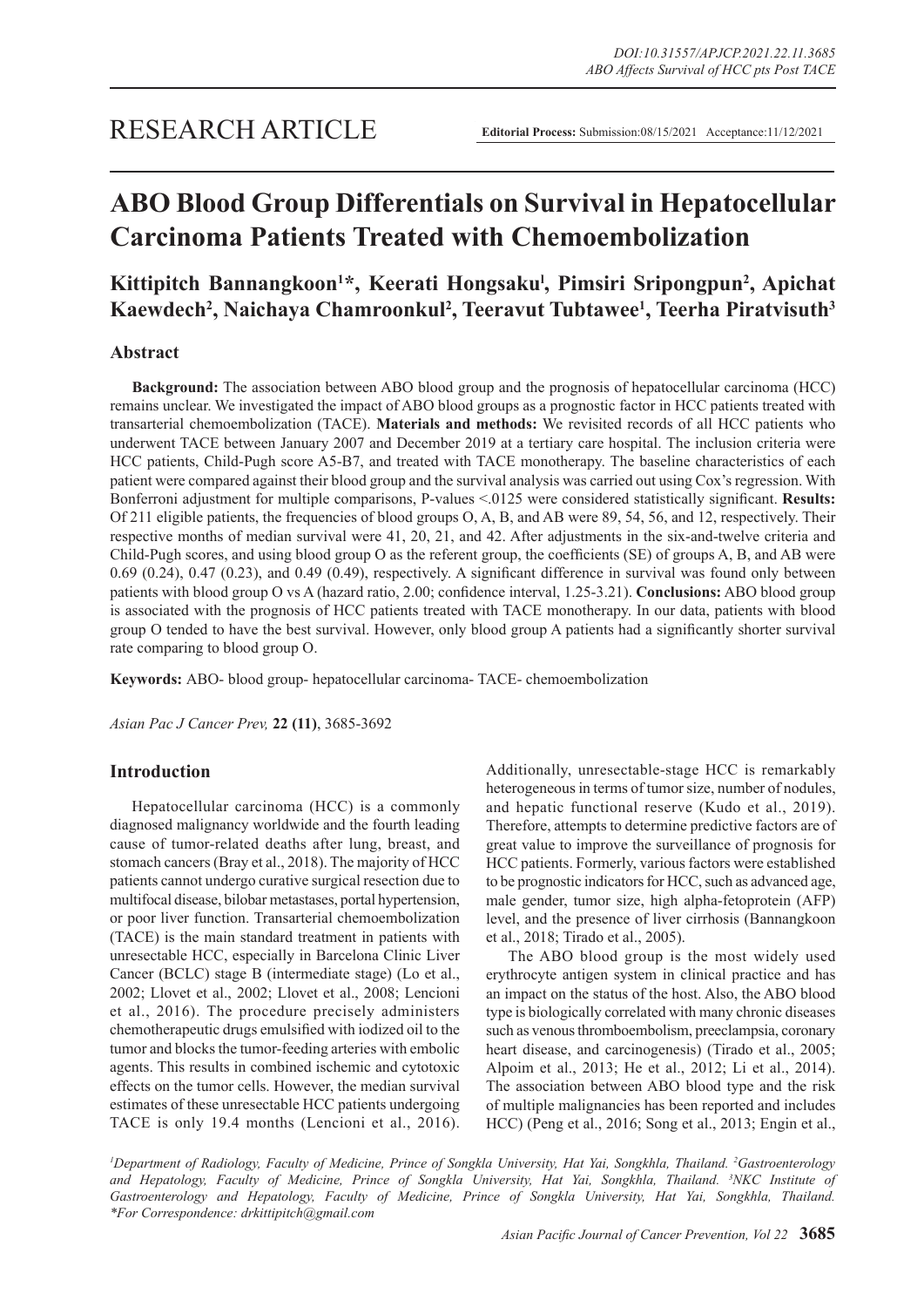RESEARCH ARTICLE

**Editorial Process:** Submission:08/15/2021 Acceptance:11/12/2021

# ABO Blood Group Differentials on Survival in Hepatocellular Carcinoma Patients Treated with Chemoembolization

**Kittipitch Bannangkoon[1]*, Keerati Hongsaku[1], Pimsiri Sripongpun[2], Apichat Kaewdech[2], Naichaya Chamroonkul[2], Teeravut Tubtawee[1], Teerha Piratvisuth[3]**

## Abstract

**Background:** The association between ABO blood group and the prognosis of hepatocellular carcinoma (HCC) remains unclear. We investigated the impact of ABO blood groups as a prognostic factor in HCC patients treated with transarterial chemoembolization (TACE). **Materials and methods:** We revisited records of all HCC patients who underwent TACE between January 2007 and December 2019 at a tertiary care hospital. The inclusion criteria were HCC patients, Child-Pugh score A5-B7, and treated with TACE monotherapy. The baseline characteristics of each patient were compared against their blood group and the survival analysis was carried out using Cox's regression. With Bonferroni adjustment for multiple comparisons, P-values <.0125 were considered statistically significant. **Results:** Of 211 eligible patients, the frequencies of blood groups O, A, B, and AB were 89, 54, 56, and 12, respectively. Their respective months of median survival were 41, 20, 21, and 42. After adjustments in the six-and-twelve criteria and Child-Pugh scores, and using blood group O as the referent group, the coefficients (SE) of groups A, B, and AB were 0.69 (0.24), 0.47 (0.23), and 0.49 (0.49), respectively. A significant difference in survival was found only between patients with blood group O vs A (hazard ratio, 2.00; confidence interval, 1.25-3.21). **Conclusions:** ABO blood group is associated with the prognosis of HCC patients treated with TACE monotherapy. In our data, patients with blood group O tended to have the best survival. However, only blood group A patients had a significantly shorter survival rate comparing to blood group O.

**Keywords:** ABO- blood group- hepatocellular carcinoma- TACE- chemoembolization

*Asian Pac J Cancer Prev,* **22 (11)**, 3685-3692

## Introduction

Hepatocellular carcinoma (HCC) is a commonly diagnosed malignancy worldwide and the fourth leading cause of tumor-related deaths after lung, breast, and stomach cancers (Bray et al., 2018). The majority of HCC patients cannot undergo curative surgical resection due to multifocal disease, bilobar metastases, portal hypertension, or poor liver function. Transarterial chemoembolization (TACE) is the main standard treatment in patients with unresectable HCC, especially in Barcelona Clinic Liver Cancer (BCLC) stage B (intermediate stage) (Lo et al., 2002; Llovet et al., 2002; Llovet et al., 2008; Lencioni et al., 2016). The procedure precisely administers chemotherapeutic drugs emulsified with iodized oil to the tumor and blocks the tumor-feeding arteries with embolic agents. This results in combined ischemic and cytotoxic effects on the tumor cells. However, the median survival estimates of these unresectable HCC patients undergoing TACE is only 19.4 months (Lencioni et al., 2016). Additionally, unresectable-stage HCC is remarkably heterogeneous in terms of tumor size, number of nodules, and hepatic functional reserve (Kudo et al., 2019). Therefore, attempts to determine predictive factors are of great value to improve the surveillance of prognosis for HCC patients. Formerly, various factors were established to be prognostic indicators for HCC, such as advanced age, male gender, tumor size, high alpha-fetoprotein (AFP) level, and the presence of liver cirrhosis (Bannangkoon et al., 2018; Tirado et al., 2005).

The ABO blood group is the most widely used erythrocyte antigen system in clinical practice and has an impact on the status of the host. Also, the ABO blood type is biologically correlated with many chronic diseases such as venous thromboembolism, preeclampsia, coronary heart disease, and carcinogenesis) (Tirado et al., 2005; Alpoim et al., 2013; He et al., 2012; Li et al., 2014). The association between ABO blood type and the risk of multiple malignancies has been reported and includes HCC) (Peng et al., 2016; Song et al., 2013; Engin et al.,

*[1]Department of Radiology, Faculty of Medicine, Prince of Songkla University, Hat Yai, Songkhla, Thailand. [2]Gastroenterology and Hepatology, Faculty of Medicine, Prince of Songkla University, Hat Yai, Songkhla, Thailand. [3]NKC Institute of Gastroenterology and Hepatology, Faculty of Medicine, Prince of Songkla University, Hat Yai, Songkhla, Thailand. *For Correspondence: drkittipitch@gmail.com*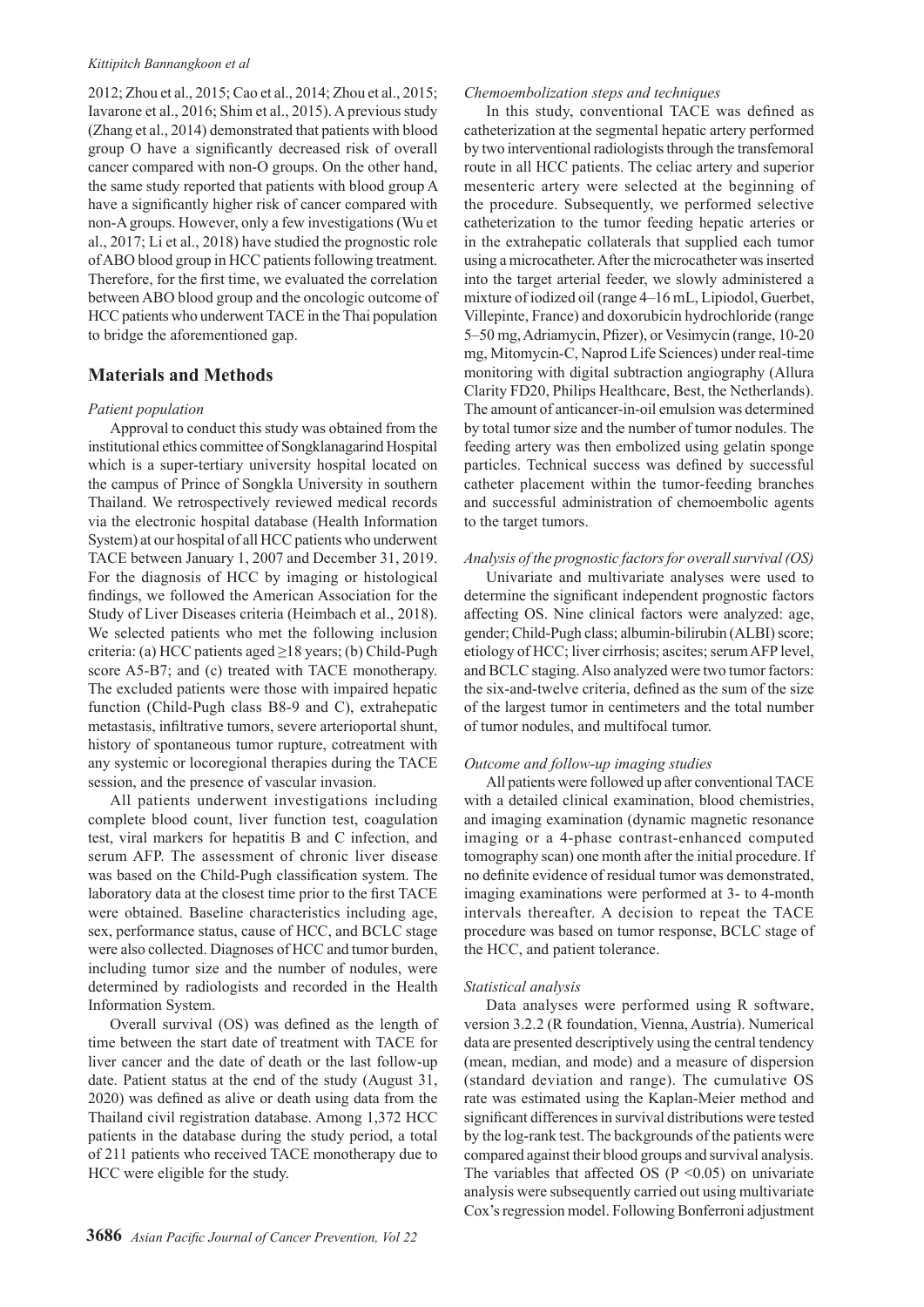2012; Zhou et al., 2015; Cao et al., 2014; Zhou et al., 2015; Iavarone et al., 2016; Shim et al., 2015). A previous study (Zhang et al., 2014) demonstrated that patients with blood group O have a significantly decreased risk of overall cancer compared with non-O groups. On the other hand, the same study reported that patients with blood group A have a significantly higher risk of cancer compared with non-A groups. However, only a few investigations (Wu et al., 2017; Li et al., 2018) have studied the prognostic role of ABO blood group in HCC patients following treatment. Therefore, for the first time, we evaluated the correlation between ABO blood group and the oncologic outcome of HCC patients who underwent TACE in the Thai population to bridge the aforementioned gap.

## Materials and Methods

### *Patient population*

Approval to conduct this study was obtained from the institutional ethics committee of Songklanagarind Hospital which is a super-tertiary university hospital located on the campus of Prince of Songkla University in southern Thailand. We retrospectively reviewed medical records via the electronic hospital database (Health Information System) at our hospital of all HCC patients who underwent TACE between January 1, 2007 and December 31, 2019. For the diagnosis of HCC by imaging or histological findings, we followed the American Association for the Study of Liver Diseases criteria (Heimbach et al., 2018). We selected patients who met the following inclusion criteria: (a) HCC patients aged ≥18 years; (b) Child-Pugh score A5-B7; and (c) treated with TACE monotherapy. The excluded patients were those with impaired hepatic function (Child-Pugh class B8-9 and C), extrahepatic metastasis, infiltrative tumors, severe arterioportal shunt, history of spontaneous tumor rupture, cotreatment with any systemic or locoregional therapies during the TACE session, and the presence of vascular invasion.

All patients underwent investigations including complete blood count, liver function test, coagulation test, viral markers for hepatitis B and C infection, and serum AFP. The assessment of chronic liver disease was based on the Child-Pugh classification system. The laboratory data at the closest time prior to the first TACE were obtained. Baseline characteristics including age, sex, performance status, cause of HCC, and BCLC stage were also collected. Diagnoses of HCC and tumor burden, including tumor size and the number of nodules, were determined by radiologists and recorded in the Health Information System.

Overall survival (OS) was defined as the length of time between the start date of treatment with TACE for liver cancer and the date of death or the last follow-up date. Patient status at the end of the study (August 31, 2020) was defined as alive or death using data from the Thailand civil registration database. Among 1,372 HCC patients in the database during the study period, a total of 211 patients who received TACE monotherapy due to HCC were eligible for the study.

### *Chemoembolization steps and techniques*

In this study, conventional TACE was defined as catheterization at the segmental hepatic artery performed by two interventional radiologists through the transfemoral route in all HCC patients. The celiac artery and superior mesenteric artery were selected at the beginning of the procedure. Subsequently, we performed selective catheterization to the tumor feeding hepatic arteries or in the extrahepatic collaterals that supplied each tumor using a microcatheter. After the microcatheter was inserted into the target arterial feeder, we slowly administered a mixture of iodized oil (range 4–16 mL, Lipiodol, Guerbet, Villepinte, France) and doxorubicin hydrochloride (range 5–50 mg, Adriamycin, Pfizer), or Vesimycin (range, 10-20 mg, Mitomycin-C, Naprod Life Sciences) under real-time monitoring with digital subtraction angiography (Allura Clarity FD20, Philips Healthcare, Best, the Netherlands). The amount of anticancer-in-oil emulsion was determined by total tumor size and the number of tumor nodules. The feeding artery was then embolized using gelatin sponge particles. Technical success was defined by successful catheter placement within the tumor-feeding branches and successful administration of chemoembolic agents to the target tumors.

### *Analysis of the prognostic factors for overall survival (OS)*

Univariate and multivariate analyses were used to determine the significant independent prognostic factors affecting OS. Nine clinical factors were analyzed: age, gender; Child-Pugh class; albumin-bilirubin (ALBI) score; etiology of HCC; liver cirrhosis; ascites; serum AFP level, and BCLC staging. Also analyzed were two tumor factors: the six-and-twelve criteria, defined as the sum of the size of the largest tumor in centimeters and the total number of tumor nodules, and multifocal tumor.

### *Outcome and follow-up imaging studies*

All patients were followed up after conventional TACE with a detailed clinical examination, blood chemistries, and imaging examination (dynamic magnetic resonance imaging or a 4-phase contrast-enhanced computed tomography scan) one month after the initial procedure. If no definite evidence of residual tumor was demonstrated, imaging examinations were performed at 3- to 4-month intervals thereafter. A decision to repeat the TACE procedure was based on tumor response, BCLC stage of the HCC, and patient tolerance.

### *Statistical analysis*

Data analyses were performed using R software, version 3.2.2 (R foundation, Vienna, Austria). Numerical data are presented descriptively using the central tendency (mean, median, and mode) and a measure of dispersion (standard deviation and range). The cumulative OS rate was estimated using the Kaplan-Meier method and significant differences in survival distributions were tested by the log-rank test. The backgrounds of the patients were compared against their blood groups and survival analysis. The variables that affected OS ($P < 0.05$) on univariate analysis were subsequently carried out using multivariate Cox's regression model. Following Bonferroni adjustment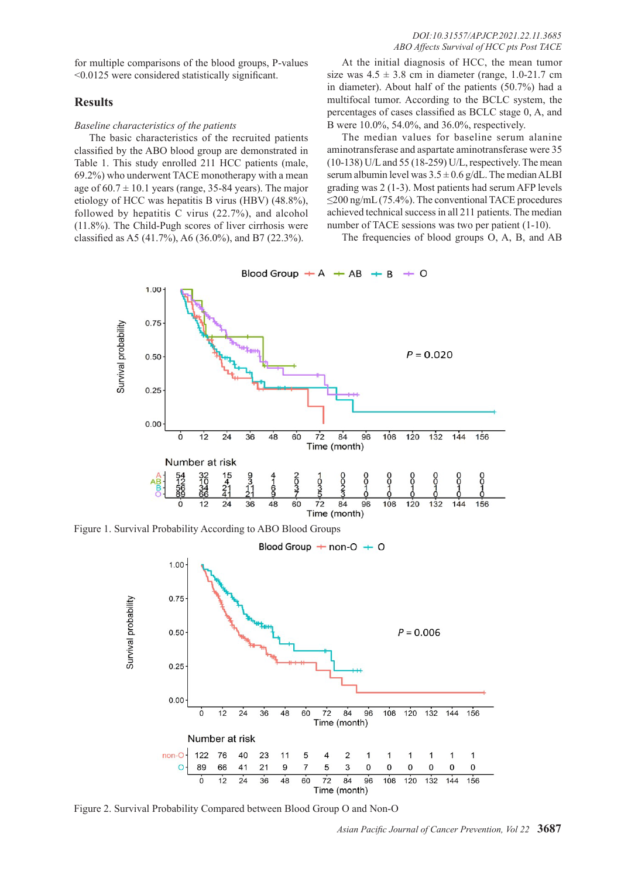for multiple comparisons of the blood groups, P-values <0.0125 were considered statistically significant.

## Results

*Baseline characteristics of the patients*

The basic characteristics of the recruited patients classified by the ABO blood group are demonstrated in Table 1. This study enrolled 211 HCC patients (male, 69.2%) who underwent TACE monotherapy with a mean age of 60.7 ± 10.1 years (range, 35-84 years). The major etiology of HCC was hepatitis B virus (HBV) (48.8%), followed by hepatitis C virus (22.7%), and alcohol (11.8%). The Child-Pugh scores of liver cirrhosis were classified as A5 (41.7%), A6 (36.0%), and B7 (22.3%).

At the initial diagnosis of HCC, the mean tumor size was 4.5 ± 3.8 cm in diameter (range, 1.0-21.7 cm in diameter). About half of the patients (50.7%) had a multifocal tumor. According to the BCLC system, the percentages of cases classified as BCLC stage 0, A, and B were 10.0%, 54.0%, and 36.0%, respectively.

The median values for baseline serum alanine aminotransferase and aspartate aminotransferase were 35 (10-138) U/L and 55 (18-259) U/L, respectively. The mean serum albumin level was 3.5 ± 0.6 g/dL. The median ALBI grading was 2 (1-3). Most patients had serum AFP levels ≤200 ng/mL (75.4%). The conventional TACE procedures achieved technical success in all 211 patients. The median number of TACE sessions was two per patient (1-10).

The frequencies of blood groups O, A, B, and AB

Figure 1. Survival Probability According to ABO Blood Groups

Figure 2. Survival Probability Compared between Blood Group O and Non-O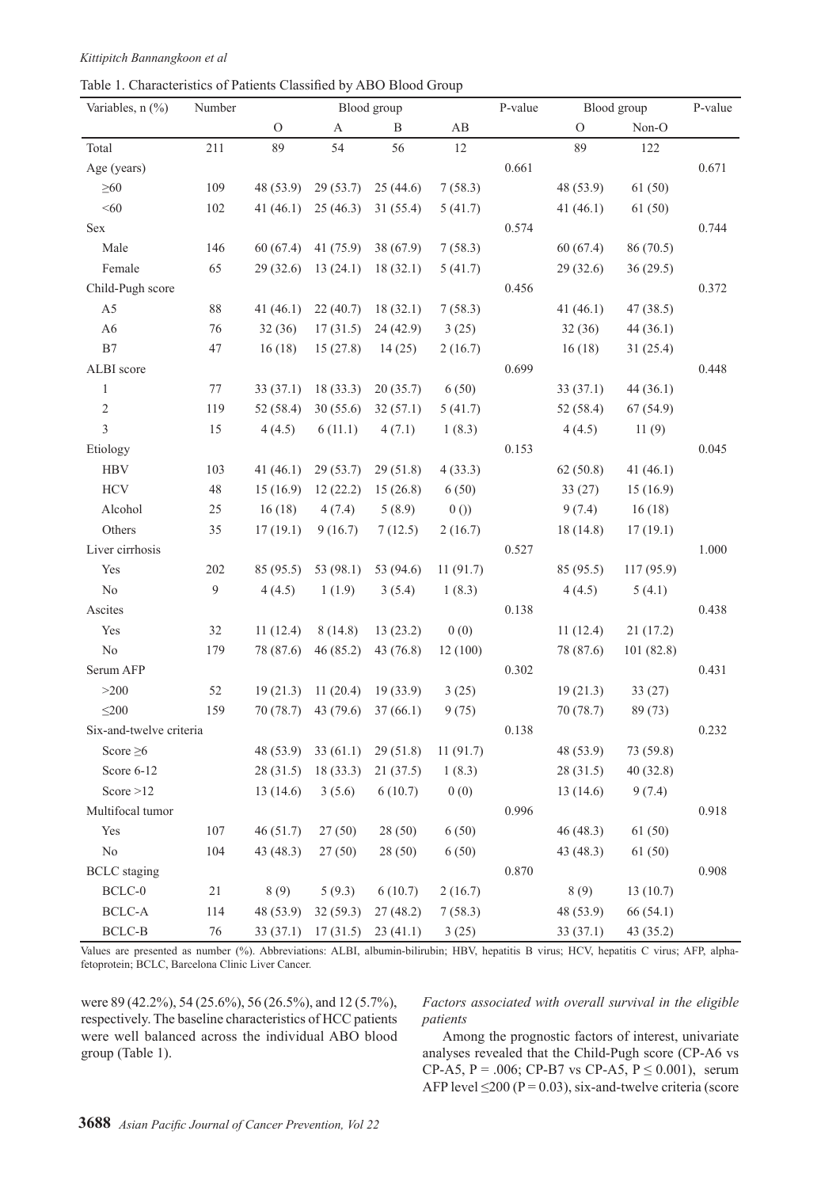Table 1. Characteristics of Patients Classified by ABO Blood Group

| Variables, n (%) | Number | Blood group | | | | P-value | Blood group | | P-value |
|---|---|---|---|---|---|---|---|---|---|
| | | O | A | B | AB | | O | Non-O | |
| Total | 211 | 89 | 54 | 56 | 12 | | 89 | 122 | |
| Age (years) | | | | | | 0.661 | | | 0.671 |
| ≥60 | 109 | 48 (53.9) | 29 (53.7) | 25 (44.6) | 7 (58.3) | | 48 (53.9) | 61 (50) | |
| <60 | 102 | 41 (46.1) | 25 (46.3) | 31 (55.4) | 5 (41.7) | | 41 (46.1) | 61 (50) | |
| Sex | | | | | | 0.574 | | | 0.744 |
| Male | 146 | 60 (67.4) | 41 (75.9) | 38 (67.9) | 7 (58.3) | | 60 (67.4) | 86 (70.5) | |
| Female | 65 | 29 (32.6) | 13 (24.1) | 18 (32.1) | 5 (41.7) | | 29 (32.6) | 36 (29.5) | |
| Child-Pugh score | | | | | | 0.456 | | | 0.372 |
| A5 | 88 | 41 (46.1) | 22 (40.7) | 18 (32.1) | 7 (58.3) | | 41 (46.1) | 47 (38.5) | |
| A6 | 76 | 32 (36) | 17 (31.5) | 24 (42.9) | 3 (25) | | 32 (36) | 44 (36.1) | |
| B7 | 47 | 16 (18) | 15 (27.8) | 14 (25) | 2 (16.7) | | 16 (18) | 31 (25.4) | |
| ALBI score | | | | | | 0.699 | | | 0.448 |
| 1 | 77 | 33 (37.1) | 18 (33.3) | 20 (35.7) | 6 (50) | | 33 (37.1) | 44 (36.1) | |
| 2 | 119 | 52 (58.4) | 30 (55.6) | 32 (57.1) | 5 (41.7) | | 52 (58.4) | 67 (54.9) | |
| 3 | 15 | 4 (4.5) | 6 (11.1) | 4 (7.1) | 1 (8.3) | | 4 (4.5) | 11 (9) | |
| Etiology | | | | | | 0.153 | | | 0.045 |
| HBV | 103 | 41 (46.1) | 29 (53.7) | 29 (51.8) | 4 (33.3) | | 62 (50.8) | 41 (46.1) | |
| HCV | 48 | 15 (16.9) | 12 (22.2) | 15 (26.8) | 6 (50) | | 33 (27) | 15 (16.9) | |
| Alcohol | 25 | 16 (18) | 4 (7.4) | 5 (8.9) | 0 ()) | | 9 (7.4) | 16 (18) | |
| Others | 35 | 17 (19.1) | 9 (16.7) | 7 (12.5) | 2 (16.7) | | 18 (14.8) | 17 (19.1) | |
| Liver cirrhosis | | | | | | 0.527 | | | 1.000 |
| Yes | 202 | 85 (95.5) | 53 (98.1) | 53 (94.6) | 11 (91.7) | | 85 (95.5) | 117 (95.9) | |
| No | 9 | 4 (4.5) | 1 (1.9) | 3 (5.4) | 1 (8.3) | | 4 (4.5) | 5 (4.1) | |
| Ascites | | | | | | 0.138 | | | 0.438 |
| Yes | 32 | 11 (12.4) | 8 (14.8) | 13 (23.2) | 0 (0) | | 11 (12.4) | 21 (17.2) | |
| No | 179 | 78 (87.6) | 46 (85.2) | 43 (76.8) | 12 (100) | | 78 (87.6) | 101 (82.8) | |
| Serum AFP | | | | | | 0.302 | | | 0.431 |
| >200 | 52 | 19 (21.3) | 11 (20.4) | 19 (33.9) | 3 (25) | | 19 (21.3) | 33 (27) | |
| ≤200 | 159 | 70 (78.7) | 43 (79.6) | 37 (66.1) | 9 (75) | | 70 (78.7) | 89 (73) | |
| Six-and-twelve criteria | | | | | | 0.138 | | | 0.232 |
| Score ≥6 | | 48 (53.9) | 33 (61.1) | 29 (51.8) | 11 (91.7) | | 48 (53.9) | 73 (59.8) | |
| Score 6-12 | | 28 (31.5) | 18 (33.3) | 21 (37.5) | 1 (8.3) | | 28 (31.5) | 40 (32.8) | |
| Score >12 | | 13 (14.6) | 3 (5.6) | 6 (10.7) | 0 (0) | | 13 (14.6) | 9 (7.4) | |
| Multifocal tumor | | | | | | 0.996 | | | 0.918 |
| Yes | 107 | 46 (51.7) | 27 (50) | 28 (50) | 6 (50) | | 46 (48.3) | 61 (50) | |
| No | 104 | 43 (48.3) | 27 (50) | 28 (50) | 6 (50) | | 43 (48.3) | 61 (50) | |
| BCLC staging | | | | | | 0.870 | | | 0.908 |
| BCLC-0 | 21 | 8 (9) | 5 (9.3) | 6 (10.7) | 2 (16.7) | | 8 (9) | 13 (10.7) | |
| BCLC-A | 114 | 48 (53.9) | 32 (59.3) | 27 (48.2) | 7 (58.3) | | 48 (53.9) | 66 (54.1) | |
| BCLC-B | 76 | 33 (37.1) | 17 (31.5) | 23 (41.1) | 3 (25) | | 33 (37.1) | 43 (35.2) | |

Values are presented as number (%). Abbreviations: ALBI, albumin-bilirubin; HBV, hepatitis B virus; HCV, hepatitis C virus; AFP, alpha-fetoprotein; BCLC, Barcelona Clinic Liver Cancer.

were 89 (42.2%), 54 (25.6%), 56 (26.5%), and 12 (5.7%), respectively. The baseline characteristics of HCC patients were well balanced across the individual ABO blood group (Table 1).

*Factors associated with overall survival in the eligible patients*

Among the prognostic factors of interest, univariate analyses revealed that the Child-Pugh score (CP-A6 vs CP-A5, P = .006; CP-B7 vs CP-A5, P ≤ 0.001), serum AFP level ≤200 (P = 0.03), six-and-twelve criteria (score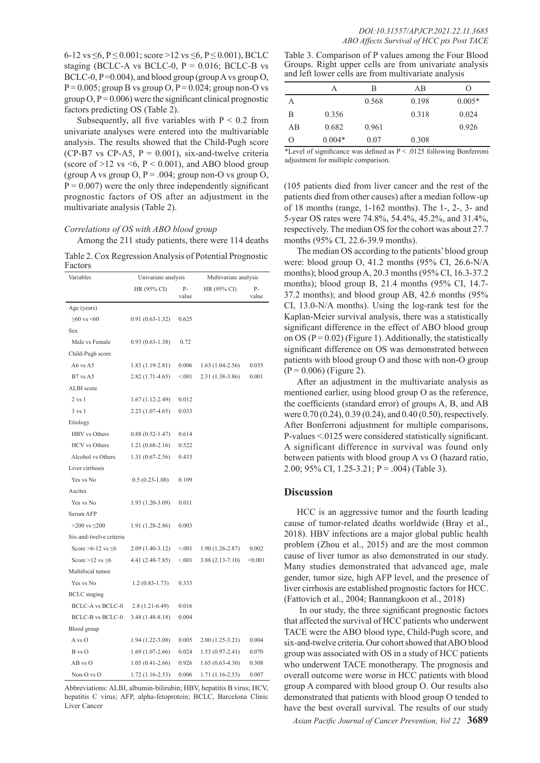6-12 vs ≤6, P ≤ 0.001; score >12 vs ≤6, P ≤ 0.001), BCLC staging (BCLC-A vs BCLC-0, P = 0.016; BCLC-B vs BCLC-0, P =0.004), and blood group (group A vs group O, P = 0.005; group B vs group O, P = 0.024; group non-O vs group O, P = 0.006) were the significant clinical prognostic factors predicting OS (Table 2).

Subsequently, all five variables with P < 0.2 from univariate analyses were entered into the multivariable analysis. The results showed that the Child-Pugh score (CP-B7 vs CP-A5, P = 0.001), six-and-twelve criteria (score of >12 vs <6, P < 0.001), and ABO blood group (group A vs group O, P = .004; group non-O vs group O, P = 0.007) were the only three independently significant prognostic factors of OS after an adjustment in the multivariate analysis (Table 2).

### *Correlations of OS with ABO blood group*

Among the 211 study patients, there were 114 deaths (105 patients died from liver cancer and the rest of the patients died from other causes) after a median follow-up of 18 months (range, 1-162 months). The 1-, 2-, 3- and 5-year OS rates were 74.8%, 54.4%, 45.2%, and 31.4%, respectively. The median OS for the cohort was about 27.7 months (95% CI, 22.6-39.9 months).

Table 2. Cox Regression Analysis of Potential Prognostic Factors

| Variables | Univariate analysis | | Multivariate analysis | |
|---|---|---|---|---|
| | HR (95% CI) | P-value | HR (95% CI) | P-value |
| Age (years) | | | | |
| ≥60 vs <60 | 0.91 (0.63-1.32) | 0.625 | | |
| Sex | | | | |
| Male vs Female | 0.93 (0.63-1.38) | 0.72 | | |
| Child-Pugh score | | | | |
| A6 vs A5 | 1.83 (1.19-2.81) | 0.006 | 1.63 (1.04-2.56) | 0.035 |
| B7 vs A5 | 2.82 (1.71-4.65) | <.001 | 2.31 (1.38-3.86) | 0.001 |
| ALBI score | | | | |
| 2 vs 1 | 1.67 (1.12-2.49) | 0.012 | | |
| 3 vs 1 | 2.23 (1.07-4.65) | 0.033 | | |
| Etiology | | | | |
| HBV vs Others | 0.88 (0.52-1.47) | 0.614 | | |
| HCV vs Others | 1.21 (0.68-2.16) | 0.522 | | |
| Alcohol vs Others | 1.31 (0.67-2.56) | 0.433 | | |
| Liver cirrhosis | | | | |
| Yes vs No | 0.5 (0.23-1.08) | 0.109 | | |
| Ascites | | | | |
| Yes vs No | 1.93 (1.20-3.09) | 0.011 | | |
| Serum AFP | | | | |
| >200 vs ≤200 | 1.91 (1.28-2.86) | 0.003 | | |
| Six-and-twelve criteria | | | | |
| Score >6-12 vs ≤6 | 2.09 (1.40-3.12) | <.001 | 1.90 (1.26-2.87) | 0.002 |
| Score >12 vs ≤6 | 4.41 (2.48-7.85) | <.001 | 3.88 (2.13-7.10) | <0.001 |
| Multifocal tumor | | | | |
| Yes vs No | 1.2 (0.83-1.73) | 0.333 | | |
| BCLC staging | | | | |
| BCLC-A vs BCLC-0 | 2.8 (1.21-6.49) | 0.016 | | |
| BCLC-B vs BCLC-0 | 3.48 (1.48-8.18) | 0.004 | | |
| Blood group | | | | |
| A vs O | 1.94 (1.22-3.08) | 0.005 | 2.00 (1.25-3.21) | 0.004 |
| B vs O | 1.69 (1.07-2.66) | 0.024 | 1.53 (0.97-2.41) | 0.070 |
| AB vs O | 1.05 (0.41-2.66) | 0.926 | 1.65 (0.63-4.30) | 0.308 |
| Non-O vs O | 1.72 (1.16-2.53) | 0.006 | 1.71 (1.16-2.53) | 0.007 |

Abbreviations: ALBI, albumin-bilirubin; HBV, hepatitis B virus; HCV, hepatitis C virus; AFP, alpha-fetoprotein; BCLC, Barcelona Clinic Liver Cancer

Table 3. Comparison of P values among the Four Blood Groups. Right upper cells are from univariate analysis and left lower cells are from multivariate analysis

| | A | B | AB | O |
|---|---|---|---|---|
| A | | 0.568 | 0.198 | 0.005* |
| B | 0.356 | | 0.318 | 0.024 |
| AB | 0.682 | 0.961 | | 0.926 |
| O | 0.004* | 0.07 | 0.308 | |

*Level of significance was defined as P < .0125 following Bonferroni adjustment for multiple comparison.

The median OS according to the patients' blood group were: blood group O, 41.2 months (95% CI, 26.6-N/A months); blood group A, 20.3 months (95% CI, 16.3-37.2 months); blood group B, 21.4 months (95% CI, 14.7-37.2 months); and blood group AB, 42.6 months (95% CI, 13.0-N/A months). Using the log-rank test for the Kaplan-Meier survival analysis, there was a statistically significant difference in the effect of ABO blood group on OS (P = 0.02) (Figure 1). Additionally, the statistically significant difference on OS was demonstrated between patients with blood group O and those with non-O group (P = 0.006) (Figure 2).

After an adjustment in the multivariate analysis as mentioned earlier, using blood group O as the reference, the coefficients (standard error) of groups A, B, and AB were 0.70 (0.24), 0.39 (0.24), and 0.40 (0.50), respectively. After Bonferroni adjustment for multiple comparisons, P-values <.0125 were considered statistically significant. A significant difference in survival was found only between patients with blood group A vs O (hazard ratio, 2.00; 95% CI, 1.25-3.21; P = .004) (Table 3).

## Discussion

HCC is an aggressive tumor and the fourth leading cause of tumor-related deaths worldwide (Bray et al., 2018). HBV infections are a major global public health problem (Zhou et al., 2015) and are the most common cause of liver tumor as also demonstrated in our study. Many studies demonstrated that advanced age, male gender, tumor size, high AFP level, and the presence of liver cirrhosis are established prognostic factors for HCC. (Fattovich et al., 2004; Bannangkoon et al., 2018)

In our study, the three significant prognostic factors that affected the survival of HCC patients who underwent TACE were the ABO blood type, Child-Pugh score, and six-and-twelve criteria. Our cohort showed that ABO blood group was associated with OS in a study of HCC patients who underwent TACE monotherapy. The prognosis and overall outcome were worse in HCC patients with blood group A compared with blood group O. Our results also demonstrated that patients with blood group O tended to have the best overall survival. The results of our study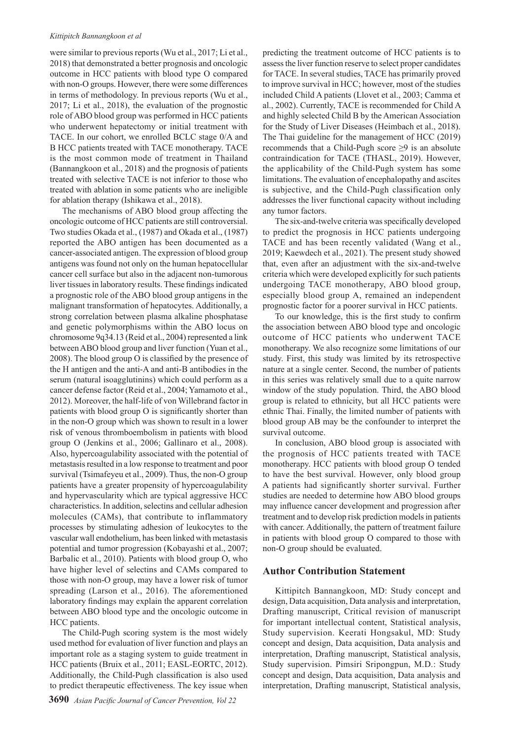were similar to previous reports (Wu et al., 2017; Li et al., 2018) that demonstrated a better prognosis and oncologic outcome in HCC patients with blood type O compared with non-O groups. However, there were some differences in terms of methodology. In previous reports (Wu et al., 2017; Li et al., 2018), the evaluation of the prognostic role of ABO blood group was performed in HCC patients who underwent hepatectomy or initial treatment with TACE. In our cohort, we enrolled BCLC stage 0/A and B HCC patients treated with TACE monotherapy. TACE is the most common mode of treatment in Thailand (Bannangkoon et al., 2018) and the prognosis of patients treated with selective TACE is not inferior to those who treated with ablation in some patients who are ineligible for ablation therapy (Ishikawa et al., 2018).

The mechanisms of ABO blood group affecting the oncologic outcome of HCC patients are still controversial. Two studies Okada et al., (1987) and Okada et al., (1987) reported the ABO antigen has been documented as a cancer-associated antigen. The expression of blood group antigens was found not only on the human hepatocellular cancer cell surface but also in the adjacent non-tumorous liver tissues in laboratory results. These findings indicated a prognostic role of the ABO blood group antigens in the malignant transformation of hepatocytes. Additionally, a strong correlation between plasma alkaline phosphatase and genetic polymorphisms within the ABO locus on chromosome 9q34.13 (Reid et al., 2004) represented a link between ABO blood group and liver function (Yuan et al., 2008). The blood group O is classified by the presence of the H antigen and the anti-A and anti-B antibodies in the serum (natural isoagglutinins) which could perform as a cancer defense factor (Reid et al., 2004; Yamamoto et al., 2012). Moreover, the half-life of von Willebrand factor in patients with blood group O is significantly shorter than in the non-O group which was shown to result in a lower risk of venous thromboembolism in patients with blood group O (Jenkins et al., 2006; Gallinaro et al., 2008). Also, hypercoagulability associated with the potential of metastasis resulted in a low response to treatment and poor survival (Tsimafeyeu et al., 2009). Thus, the non-O group patients have a greater propensity of hypercoagulability and hypervascularity which are typical aggressive HCC characteristics. In addition, selectins and cellular adhesion molecules (CAMs), that contribute to inflammatory processes by stimulating adhesion of leukocytes to the vascular wall endothelium, has been linked with metastasis potential and tumor progression (Kobayashi et al., 2007; Barbalic et al., 2010). Patients with blood group O, who have higher level of selectins and CAMs compared to those with non-O group, may have a lower risk of tumor spreading (Larson et al., 2016). The aforementioned laboratory findings may explain the apparent correlation between ABO blood type and the oncologic outcome in HCC patients.

The Child-Pugh scoring system is the most widely used method for evaluation of liver function and plays an important role as a staging system to guide treatment in HCC patients (Bruix et al., 2011; EASL-EORTC, 2012). Additionally, the Child-Pugh classification is also used to predict therapeutic effectiveness. The key issue when predicting the treatment outcome of HCC patients is to assess the liver function reserve to select proper candidates for TACE. In several studies, TACE has primarily proved to improve survival in HCC; however, most of the studies included Child A patients (Llovet et al., 2003; Camma et al., 2002). Currently, TACE is recommended for Child A and highly selected Child B by the American Association for the Study of Liver Diseases (Heimbach et al., 2018). The Thai guideline for the management of HCC (2019) recommends that a Child-Pugh score ≥9 is an absolute contraindication for TACE (THASL, 2019). However, the applicability of the Child-Pugh system has some limitations. The evaluation of encephalopathy and ascites is subjective, and the Child-Pugh classification only addresses the liver functional capacity without including any tumor factors.

The six-and-twelve criteria was specifically developed to predict the prognosis in HCC patients undergoing TACE and has been recently validated (Wang et al., 2019; Kaewdech et al., 2021). The present study showed that, even after an adjustment with the six-and-twelve criteria which were developed explicitly for such patients undergoing TACE monotherapy, ABO blood group, especially blood group A, remained an independent prognostic factor for a poorer survival in HCC patients.

To our knowledge, this is the first study to confirm the association between ABO blood type and oncologic outcome of HCC patients who underwent TACE monotherapy. We also recognize some limitations of our study. First, this study was limited by its retrospective nature at a single center. Second, the number of patients in this series was relatively small due to a quite narrow window of the study population. Third, the ABO blood group is related to ethnicity, but all HCC patients were ethnic Thai. Finally, the limited number of patients with blood group AB may be the confounder to interpret the survival outcome.

In conclusion, ABO blood group is associated with the prognosis of HCC patients treated with TACE monotherapy. HCC patients with blood group O tended to have the best survival. However, only blood group A patients had significantly shorter survival. Further studies are needed to determine how ABO blood groups may influence cancer development and progression after treatment and to develop risk prediction models in patients with cancer. Additionally, the pattern of treatment failure in patients with blood group O compared to those with non-O group should be evaluated.

## Author Contribution Statement

Kittipitch Bannangkoon, MD: Study concept and design, Data acquisition, Data analysis and interpretation, Drafting manuscript, Critical revision of manuscript for important intellectual content, Statistical analysis, Study supervision. Keerati Hongsakul, MD: Study concept and design, Data acquisition, Data analysis and interpretation, Drafting manuscript, Statistical analysis, Study supervision. Pimsiri Sripongpun, M.D.: Study concept and design, Data acquisition, Data analysis and interpretation, Drafting manuscript, Statistical analysis,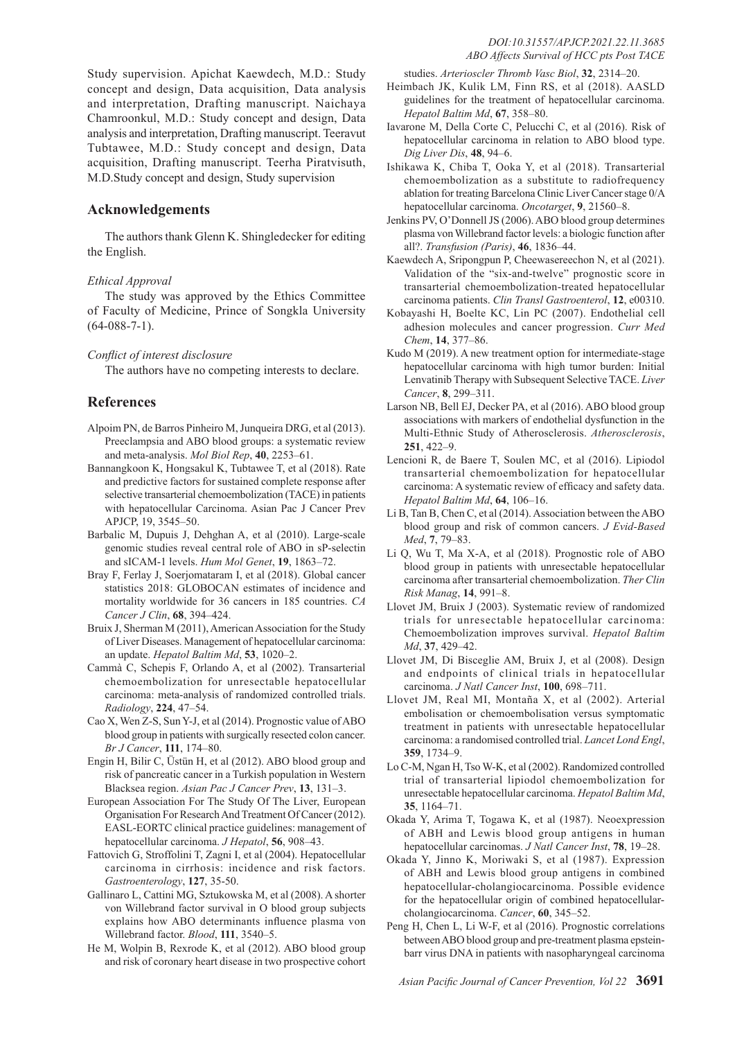Study supervision. Apichat Kaewdech, M.D.: Study concept and design, Data acquisition, Data analysis and interpretation, Drafting manuscript. Naichaya Chamroonkul, M.D.: Study concept and design, Data analysis and interpretation, Drafting manuscript. Teeravut Tubtawee, M.D.: Study concept and design, Data acquisition, Drafting manuscript. Teerha Piratvisuth, M.D.Study concept and design, Study supervision

## Acknowledgements

The authors thank Glenn K. Shingledecker for editing the English.

*Ethical Approval*

The study was approved by the Ethics Committee of Faculty of Medicine, Prince of Songkla University (64-088-7-1).

*Conflict of interest disclosure*

The authors have no competing interests to declare.

## References

Alpoim PN, de Barros Pinheiro M, Junqueira DRG, et al (2013). Preeclampsia and ABO blood groups: a systematic review and meta-analysis. *Mol Biol Rep*, **40**, 2253–61.

Bannangkoon K, Hongsakul K, Tubtawee T, et al (2018). Rate and predictive factors for sustained complete response after selective transarterial chemoembolization (TACE) in patients with hepatocellular Carcinoma. Asian Pac J Cancer Prev APJCP, 19, 3545–50.

Barbalic M, Dupuis J, Dehghan A, et al (2010). Large-scale genomic studies reveal central role of ABO in sP-selectin and sICAM-1 levels. *Hum Mol Genet*, **19**, 1863–72.

Bray F, Ferlay J, Soerjomataram I, et al (2018). Global cancer statistics 2018: GLOBOCAN estimates of incidence and mortality worldwide for 36 cancers in 185 countries. *CA Cancer J Clin*, **68**, 394–424.

Bruix J, Sherman M (2011), American Association for the Study of Liver Diseases. Management of hepatocellular carcinoma: an update. *Hepatol Baltim Md*, **53**, 1020–2.

Cammà C, Schepis F, Orlando A, et al (2002). Transarterial chemoembolization for unresectable hepatocellular carcinoma: meta-analysis of randomized controlled trials. *Radiology*, **224**, 47–54.

Cao X, Wen Z-S, Sun Y-J, et al (2014). Prognostic value of ABO blood group in patients with surgically resected colon cancer. *Br J Cancer*, **111**, 174–80.

Engin H, Bilir C, Üstün H, et al (2012). ABO blood group and risk of pancreatic cancer in a Turkish population in Western Blacksea region. *Asian Pac J Cancer Prev*, **13**, 131–3.

European Association For The Study Of The Liver, European Organisation For Research And Treatment Of Cancer (2012). EASL-EORTC clinical practice guidelines: management of hepatocellular carcinoma. *J Hepatol*, **56**, 908–43.

Fattovich G, Stroffolini T, Zagni I, et al (2004). Hepatocellular carcinoma in cirrhosis: incidence and risk factors. *Gastroenterology*, **127**, 35-50.

Gallinaro L, Cattini MG, Sztukowska M, et al (2008). A shorter von Willebrand factor survival in O blood group subjects explains how ABO determinants influence plasma von Willebrand factor. *Blood*, **111**, 3540–5.

He M, Wolpin B, Rexrode K, et al (2012). ABO blood group and risk of coronary heart disease in two prospective cohort studies. *Arterioscler Thromb Vasc Biol*, **32**, 2314–20.

Heimbach JK, Kulik LM, Finn RS, et al (2018). AASLD guidelines for the treatment of hepatocellular carcinoma. *Hepatol Baltim Md*, **67**, 358–80.

Iavarone M, Della Corte C, Pelucchi C, et al (2016). Risk of hepatocellular carcinoma in relation to ABO blood type. *Dig Liver Dis*, **48**, 94–6.

Ishikawa K, Chiba T, Ooka Y, et al (2018). Transarterial chemoembolization as a substitute to radiofrequency ablation for treating Barcelona Clinic Liver Cancer stage 0/A hepatocellular carcinoma. *Oncotarget*, **9**, 21560–8.

Jenkins PV, O'Donnell JS (2006). ABO blood group determines plasma von Willebrand factor levels: a biologic function after all?. *Transfusion (Paris)*, **46**, 1836–44.

Kaewdech A, Sripongpun P, Cheewasereechon N, et al (2021). Validation of the "six-and-twelve" prognostic score in transarterial chemoembolization-treated hepatocellular carcinoma patients. *Clin Transl Gastroenterol*, **12**, e00310.

Kobayashi H, Boelte KC, Lin PC (2007). Endothelial cell adhesion molecules and cancer progression. *Curr Med Chem*, **14**, 377–86.

Kudo M (2019). A new treatment option for intermediate-stage hepatocellular carcinoma with high tumor burden: Initial Lenvatinib Therapy with Subsequent Selective TACE. *Liver Cancer*, **8**, 299–311.

Larson NB, Bell EJ, Decker PA, et al (2016). ABO blood group associations with markers of endothelial dysfunction in the Multi-Ethnic Study of Atherosclerosis. *Atherosclerosis*, **251**, 422–9.

Lencioni R, de Baere T, Soulen MC, et al (2016). Lipiodol transarterial chemoembolization for hepatocellular carcinoma: A systematic review of efficacy and safety data. *Hepatol Baltim Md*, **64**, 106–16.

Li B, Tan B, Chen C, et al (2014). Association between the ABO blood group and risk of common cancers. *J Evid-Based Med*, **7**, 79–83.

Li Q, Wu T, Ma X-A, et al (2018). Prognostic role of ABO blood group in patients with unresectable hepatocellular carcinoma after transarterial chemoembolization. *Ther Clin Risk Manag*, **14**, 991–8.

Llovet JM, Bruix J (2003). Systematic review of randomized trials for unresectable hepatocellular carcinoma: Chemoembolization improves survival. *Hepatol Baltim Md*, **37**, 429–42.

Llovet JM, Di Bisceglie AM, Bruix J, et al (2008). Design and endpoints of clinical trials in hepatocellular carcinoma. *J Natl Cancer Inst*, **100**, 698–711.

Llovet JM, Real MI, Montaña X, et al (2002). Arterial embolisation or chemoembolisation versus symptomatic treatment in patients with unresectable hepatocellular carcinoma: a randomised controlled trial. *Lancet Lond Engl*, **359**, 1734–9.

Lo C-M, Ngan H, Tso W-K, et al (2002). Randomized controlled trial of transarterial lipiodol chemoembolization for unresectable hepatocellular carcinoma. *Hepatol Baltim Md*, **35**, 1164–71.

Okada Y, Arima T, Togawa K, et al (1987). Neoexpression of ABH and Lewis blood group antigens in human hepatocellular carcinomas. *J Natl Cancer Inst*, **78**, 19–28.

Okada Y, Jinno K, Moriwaki S, et al (1987). Expression of ABH and Lewis blood group antigens in combined hepatocellular-cholangiocarcinoma. Possible evidence for the hepatocellular origin of combined hepatocellular-cholangiocarcinoma. *Cancer*, **60**, 345–52.

Peng H, Chen L, Li W-F, et al (2016). Prognostic correlations between ABO blood group and pre-treatment plasma epstein-barr virus DNA in patients with nasopharyngeal carcinoma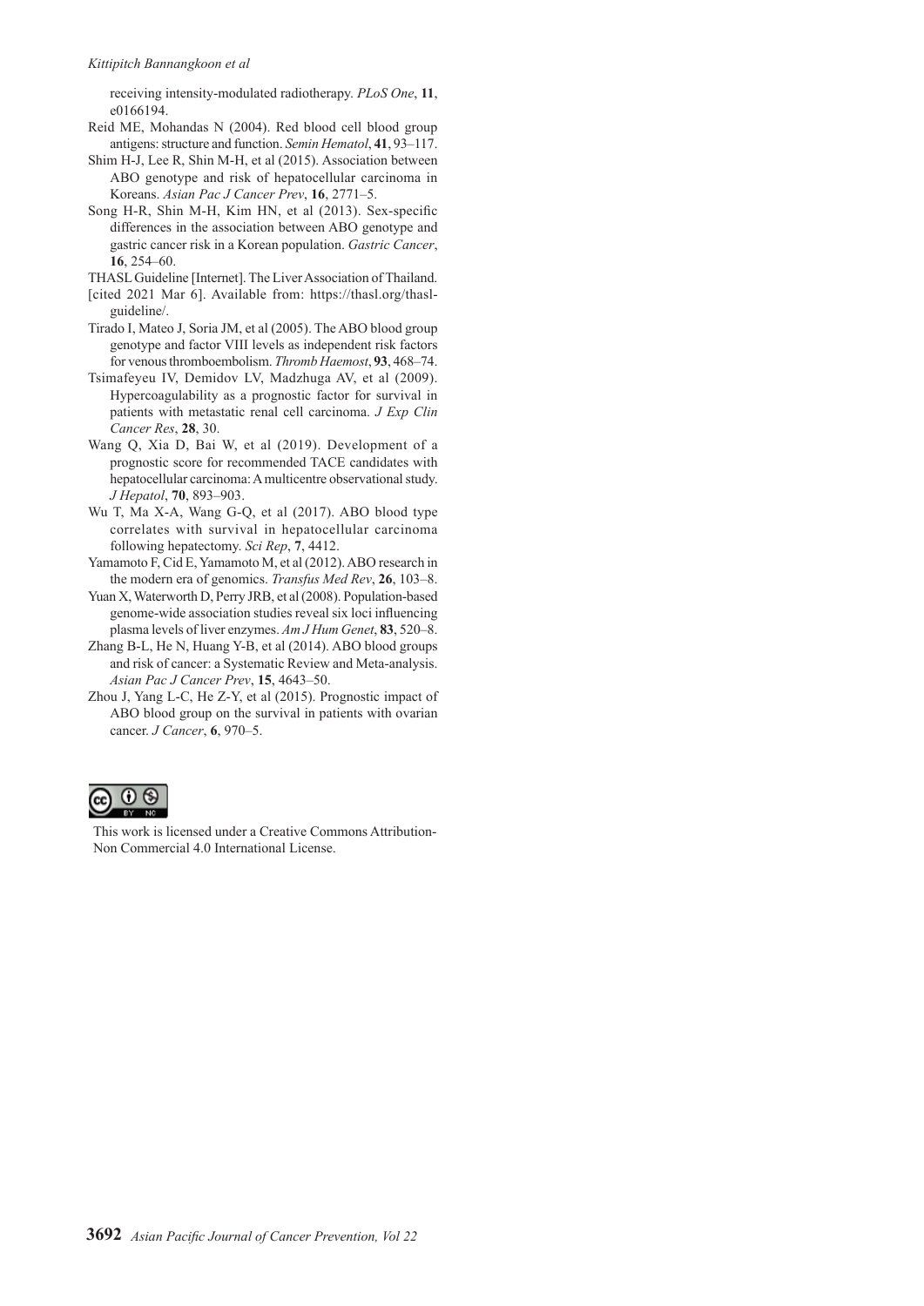receiving intensity-modulated radiotherapy. *PLoS One*, **11**, e0166194.

Reid ME, Mohandas N (2004). Red blood cell blood group antigens: structure and function. *Semin Hematol*, **41**, 93–117.

Shim H-J, Lee R, Shin M-H, et al (2015). Association between ABO genotype and risk of hepatocellular carcinoma in Koreans. *Asian Pac J Cancer Prev*, **16**, 2771–5.

Song H-R, Shin M-H, Kim HN, et al (2013). Sex-specific differences in the association between ABO genotype and gastric cancer risk in a Korean population. *Gastric Cancer*, **16**, 254–60.

THASL Guideline [Internet]. The Liver Association of Thailand. [cited 2021 Mar 6]. Available from: https://thasl.org/thasl-guideline/.

Tirado I, Mateo J, Soria JM, et al (2005). The ABO blood group genotype and factor VIII levels as independent risk factors for venous thromboembolism. *Thromb Haemost*, **93**, 468–74.

Tsimafeyeu IV, Demidov LV, Madzhuga AV, et al (2009). Hypercoagulability as a prognostic factor for survival in patients with metastatic renal cell carcinoma. *J Exp Clin Cancer Res*, **28**, 30.

Wang Q, Xia D, Bai W, et al (2019). Development of a prognostic score for recommended TACE candidates with hepatocellular carcinoma: A multicentre observational study. *J Hepatol*, **70**, 893–903.

Wu T, Ma X-A, Wang G-Q, et al (2017). ABO blood type correlates with survival in hepatocellular carcinoma following hepatectomy. *Sci Rep*, **7**, 4412.

Yamamoto F, Cid E, Yamamoto M, et al (2012). ABO research in the modern era of genomics. *Transfus Med Rev*, **26**, 103–8.

Yuan X, Waterworth D, Perry JRB, et al (2008). Population-based genome-wide association studies reveal six loci influencing plasma levels of liver enzymes. *Am J Hum Genet*, **83**, 520–8.

Zhang B-L, He N, Huang Y-B, et al (2014). ABO blood groups and risk of cancer: a Systematic Review and Meta-analysis. *Asian Pac J Cancer Prev*, **15**, 4643–50.

Zhou J, Yang L-C, He Z-Y, et al (2015). Prognostic impact of ABO blood group on the survival in patients with ovarian cancer. *J Cancer*, **6**, 970–5.

This work is licensed under a Creative Commons Attribution-Non Commercial 4.0 International License.